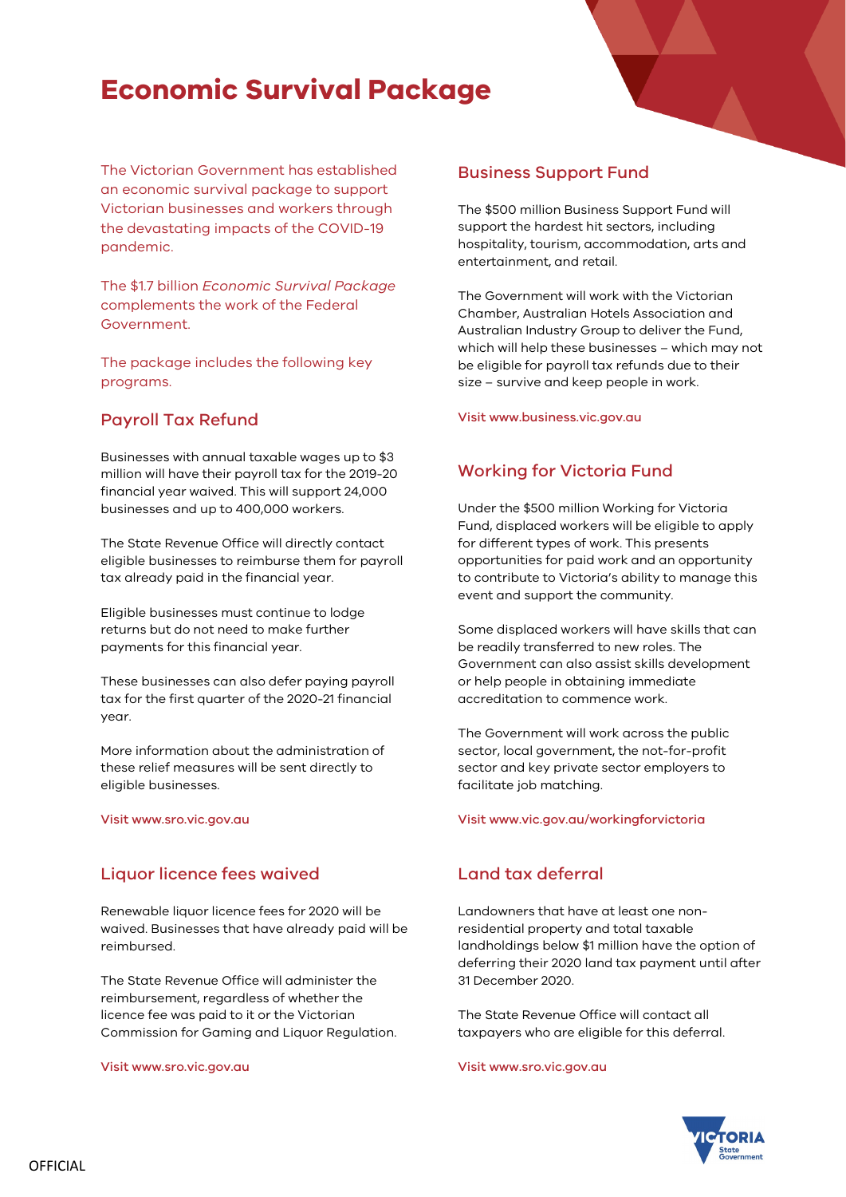# Economic Survival Package

The Victorian Government has established an economic survival package to support Victorian businesses and workers through the devastating impacts of the COVID-19 pandemic.

The $1.7 billion *Economic Survival Package* complements the work of the Federal Government.

The package includes the following key programs.

## Payroll Tax Refund

Businesses with annual taxable wages up to $3 million will have their payroll tax for the 2019-20 financial year waived. This will support 24,000 businesses and up to 400,000 workers.

The State Revenue Office will directly contact eligible businesses to reimburse them for payroll tax already paid in the financial year.

Eligible businesses must continue to lodge returns but do not need to make further payments for this financial year.

These businesses can also defer paying payroll tax for the first quarter of the 2020-21 financial year.

More information about the administration of these relief measures will be sent directly to eligible businesses.

Visit www.sro.vic.gov.au

## Liquor licence fees waived

Renewable liquor licence fees for 2020 will be waived. Businesses that have already paid will be reimbursed.

The State Revenue Office will administer the reimbursement, regardless of whether the licence fee was paid to it or the Victorian Commission for Gaming and Liquor Regulation.

Visit www.sro.vic.gov.au

## Business Support Fund

The $500 million Business Support Fund will support the hardest hit sectors, including hospitality, tourism, accommodation, arts and entertainment, and retail.

The Government will work with the Victorian Chamber, Australian Hotels Association and Australian Industry Group to deliver the Fund, which will help these businesses – which may not be eligible for payroll tax refunds due to their size – survive and keep people in work.

Visit www.business.vic.gov.au

## Working for Victoria Fund

Under the $500 million Working for Victoria Fund, displaced workers will be eligible to apply for different types of work. This presents opportunities for paid work and an opportunity to contribute to Victoria's ability to manage this event and support the community.

Some displaced workers will have skills that can be readily transferred to new roles. The Government can also assist skills development or help people in obtaining immediate accreditation to commence work.

The Government will work across the public sector, local government, the not-for-profit sector and key private sector employers to facilitate job matching.

Visit www.vic.gov.au/workingforvictoria

## Land tax deferral

Landowners that have at least one non-residential property and total taxable landholdings below $1 million have the option of deferring their 2020 land tax payment until after 31 December 2020.

The State Revenue Office will contact all taxpayers who are eligible for this deferral.

Visit www.sro.vic.gov.au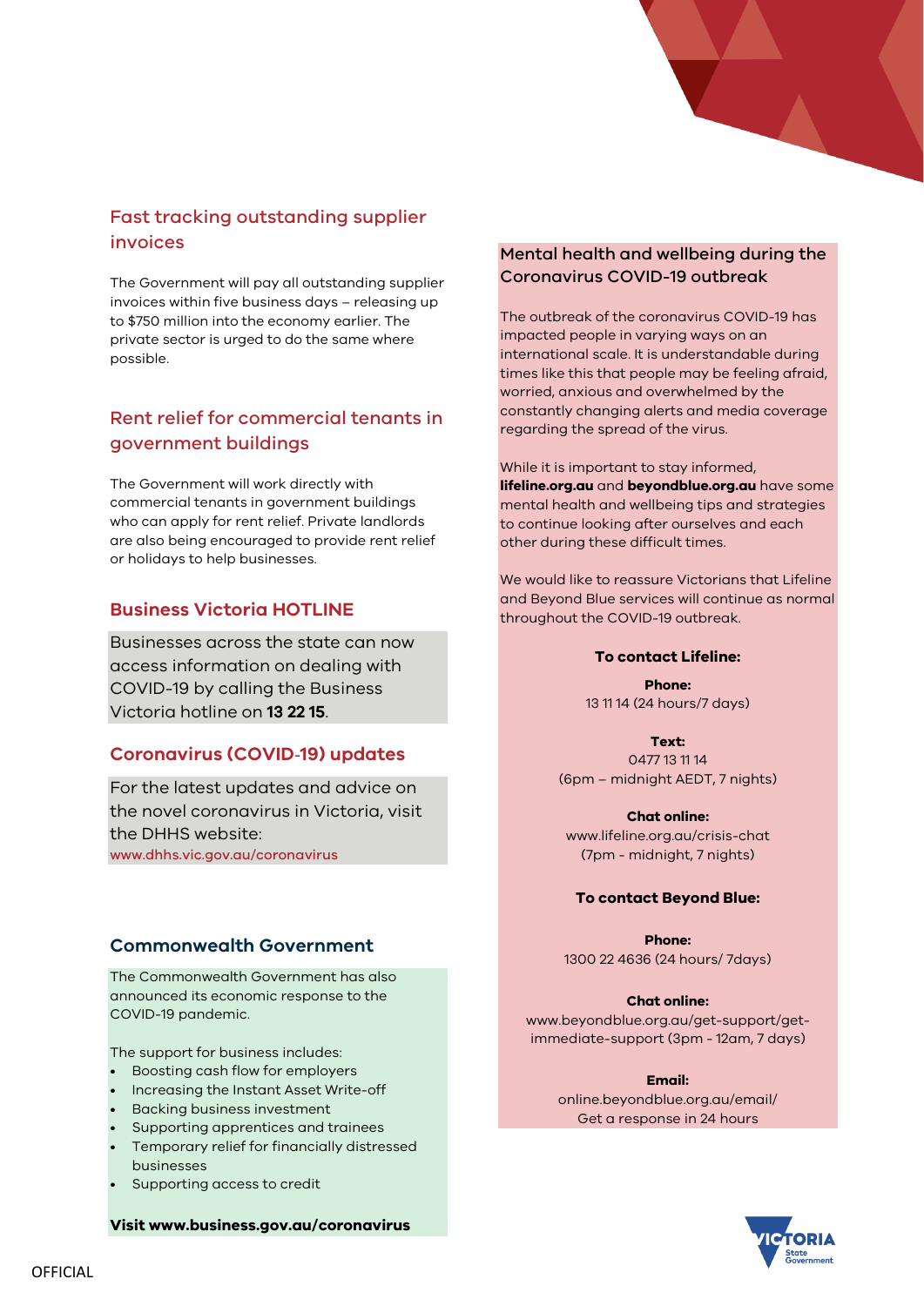## Fast tracking outstanding supplier invoices

The Government will pay all outstanding supplier invoices within five business days – releasing up to $750 million into the economy earlier. The private sector is urged to do the same where possible.

## Rent relief for commercial tenants in government buildings

The Government will work directly with commercial tenants in government buildings who can apply for rent relief. Private landlords are also being encouraged to provide rent relief or holidays to help businesses.

## Business Victoria HOTLINE

Businesses across the state can now access information on dealing with COVID-19 by calling the Business Victoria hotline on **13 22 15**.

## Coronavirus (COVID-19) updates

For the latest updates and advice on the novel coronavirus in Victoria, visit the DHHS website:
www.dhhs.vic.gov.au/coronavirus

## Commonwealth Government

The Commonwealth Government has also announced its economic response to the COVID-19 pandemic.

The support for business includes:

- Boosting cash flow for employers
- Increasing the Instant Asset Write-off
- Backing business investment
- Supporting apprentices and trainees
- Temporary relief for financially distressed businesses
- Supporting access to credit

**Visit www.business.gov.au/coronavirus**

## Mental health and wellbeing during the Coronavirus COVID-19 outbreak

The outbreak of the coronavirus COVID-19 has impacted people in varying ways on an international scale. It is understandable during times like this that people may be feeling afraid, worried, anxious and overwhelmed by the constantly changing alerts and media coverage regarding the spread of the virus.

While it is important to stay informed, **lifeline.org.au** and **beyondblue.org.au** have some mental health and wellbeing tips and strategies to continue looking after ourselves and each other during these difficult times.

We would like to reassure Victorians that Lifeline and Beyond Blue services will continue as normal throughout the COVID-19 outbreak.

**To contact Lifeline:**

**Phone:**
13 11 14 (24 hours/7 days)

**Text:**
0477 13 11 14
(6pm – midnight AEDT, 7 nights)

**Chat online:**
www.lifeline.org.au/crisis-chat
(7pm - midnight, 7 nights)

**To contact Beyond Blue:**

**Phone:**
1300 22 4636 (24 hours/ 7days)

**Chat online:**
www.beyondblue.org.au/get-support/get-immediate-support (3pm - 12am, 7 days)

**Email:**
online.beyondblue.org.au/email/
Get a response in 24 hours

OFFICIAL